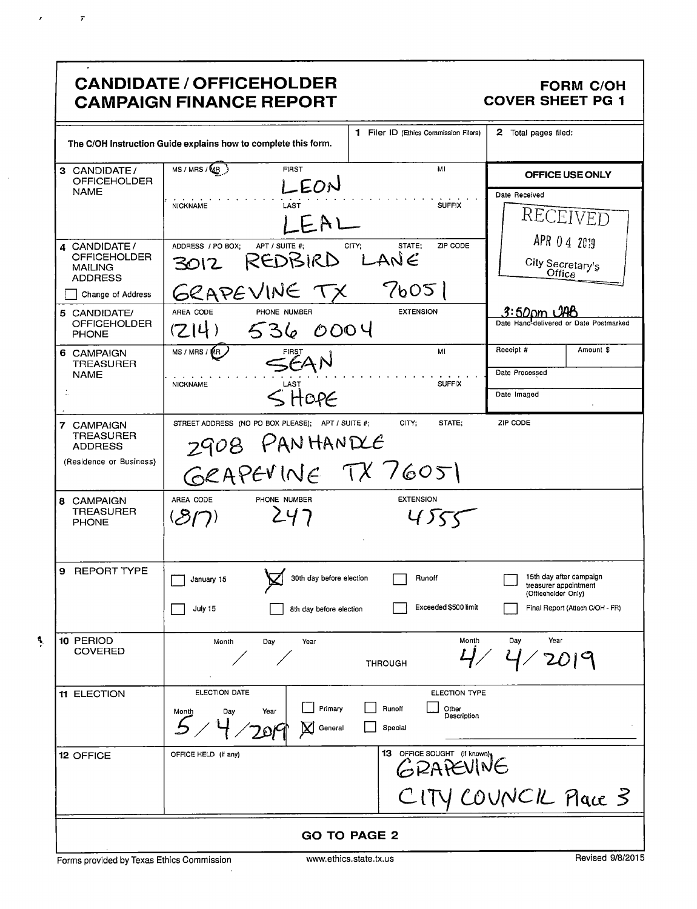# CANDIDATE / OFFICEHOLDER CAMPAIGN FINANCE REPORT

**FORM C/OH**
**COVER SHEET PG 1**

The C/OH Instruction Guide explains how to complete this form.

| | | | |
|---|---|---|---|
| | | **1** Filer ID (Ethics Commission Filers) | **2** Total pages filed: |
| **3** CANDIDATE / OFFICEHOLDER NAME | MS / MRS / MR (circled: MR) FIRST: LEON MI: <br> NICKNAME LAST: LEAL SUFFIX | | **OFFICE USE ONLY** <br> Date Received <br> RECEIVED APR 04 2019 City Secretary's Office |
| **4** CANDIDATE / OFFICEHOLDER MAILING ADDRESS <br> ☐ Change of Address | ADDRESS / PO BOX; APT / SUITE #; CITY; STATE; ZIP CODE <br> 3012 REDBIRD LANE <br> GRAPEVINE TX 76051 | | |
| **5** CANDIDATE/ OFFICEHOLDER PHONE | AREA CODE (214) PHONE NUMBER 536 0004 EXTENSION | | 3:50pm JAB <br> Date Hand-delivered or Date Postmarked |
| **6** CAMPAIGN TREASURER NAME | MS / MRS / MR (circled: MR) FIRST: SEAN MI <br> NICKNAME LAST: SHOPE SUFFIX | | Receipt # / Amount $ <br> Date Processed <br> Date Imaged |
| **7** CAMPAIGN TREASURER ADDRESS (Residence or Business) | STREET ADDRESS (NO PO BOX PLEASE); APT / SUITE #; CITY; STATE; ZIP CODE <br> 2908 PANHANDLE <br> GRAPEVINE TX 76051 | | |
| **8** CAMPAIGN TREASURER PHONE | AREA CODE (817) PHONE NUMBER 247 EXTENSION 4555 | | |
| **9** REPORT TYPE | ☐ January 15 <br> ☐ July 15 | ☒ 30th day before election <br> ☐ 8th day before election <br> ☐ Runoff <br> ☐ Exceeded $500 limit | ☐ 15th day after campaign treasurer appointment (Officeholder Only) <br> ☐ Final Report (Attach C/OH - FR) |
| **10** PERIOD COVERED | Month / Day / Year: / / | THROUGH Month / Day / Year: 4/ 4/ 2019 | |
| **11** ELECTION | ELECTION DATE Month Day Year: 5 / 4 / 2019 | ELECTION TYPE: ☐ Primary ☐ Runoff ☐ Other Description ☒ General ☐ Special | |
| **12** OFFICE | OFFICE HELD (if any) | **13** OFFICE SOUGHT (if known): GRAPEVINE CITY COUNCIL Place 3 | |

**GO TO PAGE 2**

Forms provided by Texas Ethics Commission www.ethics.state.tx.us Revised 9/8/2015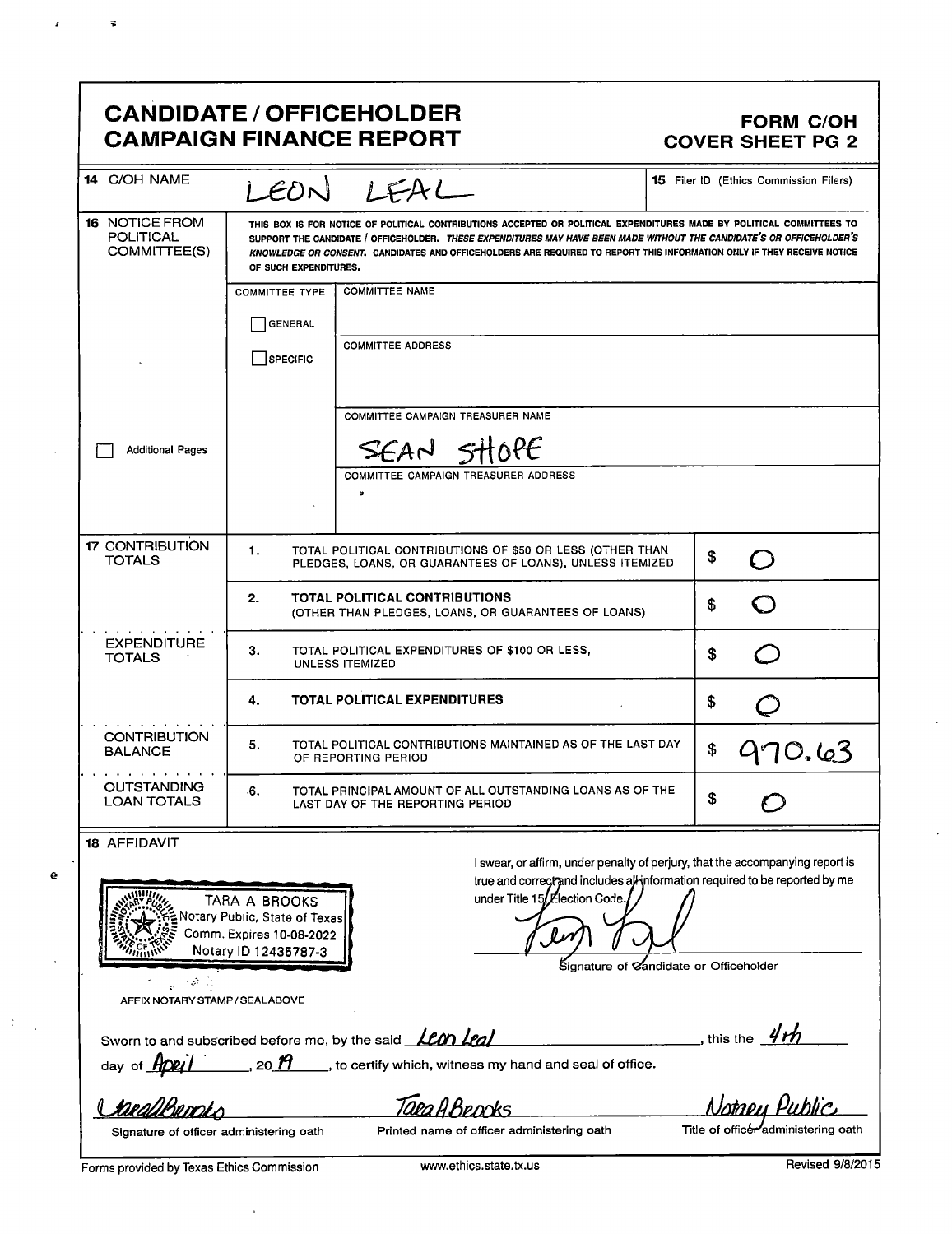# CANDIDATE / OFFICEHOLDER CAMPAIGN FINANCE REPORT

**FORM C/OH COVER SHEET PG 2**

**14** C/OH NAME: LEON LEAL

**15** Filer ID (Ethics Commission Filers)

**16** NOTICE FROM POLITICAL COMMITTEE(S)

THIS BOX IS FOR NOTICE OF POLITICAL CONTRIBUTIONS ACCEPTED OR POLITICAL EXPENDITURES MADE BY POLITICAL COMMITTEES TO SUPPORT THE CANDIDATE / OFFICEHOLDER. *THESE EXPENDITURES MAY HAVE BEEN MADE WITHOUT THE CANDIDATE'S OR OFFICEHOLDER'S KNOWLEDGE OR CONSENT.* CANDIDATES AND OFFICEHOLDERS ARE REQUIRED TO REPORT THIS INFORMATION ONLY IF THEY RECEIVE NOTICE OF SUCH EXPENDITURES.

☐ Additional Pages

COMMITTEE TYPE: ☐ GENERAL ☐ SPECIFIC

COMMITTEE NAME:

COMMITTEE ADDRESS:

COMMITTEE CAMPAIGN TREASURER NAME: SEAN SHOPE

COMMITTEE CAMPAIGN TREASURER ADDRESS:

| Section | # | Description | Amount |
|---|---|---|---|
| **17** CONTRIBUTION TOTALS | 1. | TOTAL POLITICAL CONTRIBUTIONS OF $50 OR LESS (OTHER THAN PLEDGES, LOANS, OR GUARANTEES OF LOANS), UNLESS ITEMIZED | $ 0 |
| | 2. | **TOTAL POLITICAL CONTRIBUTIONS** (OTHER THAN PLEDGES, LOANS, OR GUARANTEES OF LOANS) | $ 0 |
| EXPENDITURE TOTALS | 3. | TOTAL POLITICAL EXPENDITURES OF $100 OR LESS, UNLESS ITEMIZED | $ 0 |
| | 4. | **TOTAL POLITICAL EXPENDITURES** | $ 0 |
| CONTRIBUTION BALANCE | 5. | TOTAL POLITICAL CONTRIBUTIONS MAINTAINED AS OF THE LAST DAY OF REPORTING PERIOD | $ 970.63 |
| OUTSTANDING LOAN TOTALS | 6. | TOTAL PRINCIPAL AMOUNT OF ALL OUTSTANDING LOANS AS OF THE LAST DAY OF THE REPORTING PERIOD | $ 0 |

**18** AFFIDAVIT

TARA A BROOKS
Notary Public, State of Texas
Comm. Expires 10-08-2022
Notary ID 12435787-3

AFFIX NOTARY STAMP / SEAL ABOVE

I swear, or affirm, under penalty of perjury, that the accompanying report is true and correct and includes all information required to be reported by me under Title 15, Election Code.

[Signature]
Signature of Candidate or Officeholder

Sworn to and subscribed before me, by the said Leon Leal, this the 4th day of April, 2019, to certify which, witness my hand and seal of office.

| [Signature] | Tara A Brooks | Notary Public |
|---|---|---|
| Signature of officer administering oath | Printed name of officer administering oath | Title of officer administering oath |

Forms provided by Texas Ethics Commission www.ethics.state.tx.us Revised 9/8/2015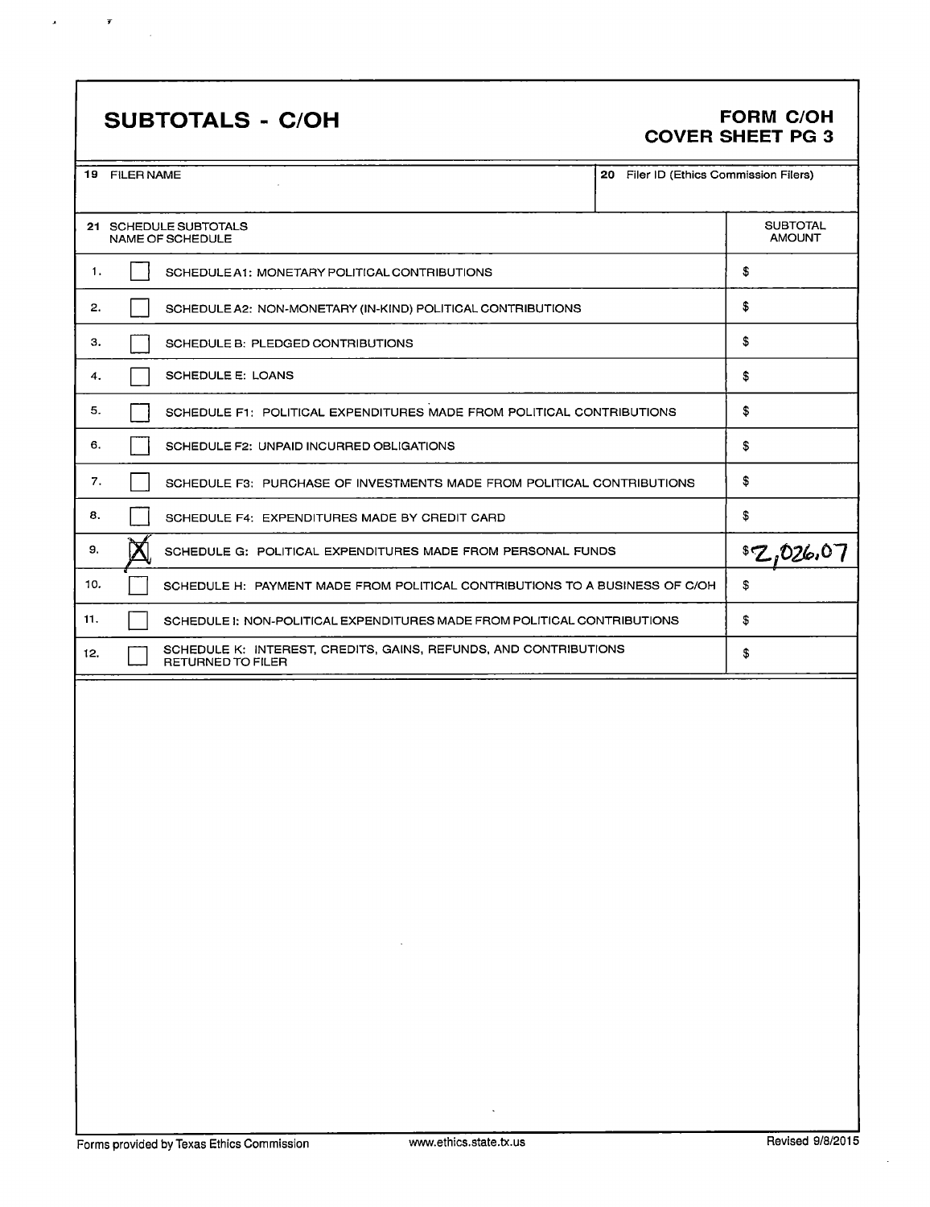# SUBTOTALS - C/OH

**FORM C/OH COVER SHEET PG 3**

| 19 FILER NAME | 20 Filer ID (Ethics Commission Filers) |
|---|---|
| | |

| 21 SCHEDULE SUBTOTALS NAME OF SCHEDULE | | | SUBTOTAL AMOUNT |
|---|---|---|---|
| 1. | ☐ | SCHEDULE A1: MONETARY POLITICAL CONTRIBUTIONS | $ |
| 2. | ☐ | SCHEDULE A2: NON-MONETARY (IN-KIND) POLITICAL CONTRIBUTIONS | $ |
| 3. | ☐ | SCHEDULE B: PLEDGED CONTRIBUTIONS | $ |
| 4. | ☐ | SCHEDULE E: LOANS | $ |
| 5. | ☐ | SCHEDULE F1: POLITICAL EXPENDITURES MADE FROM POLITICAL CONTRIBUTIONS | $ |
| 6. | ☐ | SCHEDULE F2: UNPAID INCURRED OBLIGATIONS | $ |
| 7. | ☐ | SCHEDULE F3: PURCHASE OF INVESTMENTS MADE FROM POLITICAL CONTRIBUTIONS | $ |
| 8. | ☐ | SCHEDULE F4: EXPENDITURES MADE BY CREDIT CARD | $ |
| 9. | ☒ | SCHEDULE G: POLITICAL EXPENDITURES MADE FROM PERSONAL FUNDS | $2,026.07 |
| 10. | ☐ | SCHEDULE H: PAYMENT MADE FROM POLITICAL CONTRIBUTIONS TO A BUSINESS OF C/OH | $ |
| 11. | ☐ | SCHEDULE I: NON-POLITICAL EXPENDITURES MADE FROM POLITICAL CONTRIBUTIONS | $ |
| 12. | ☐ | SCHEDULE K: INTEREST, CREDITS, GAINS, REFUNDS, AND CONTRIBUTIONS RETURNED TO FILER | $ |

Forms provided by Texas Ethics Commission www.ethics.state.tx.us Revised 9/8/2015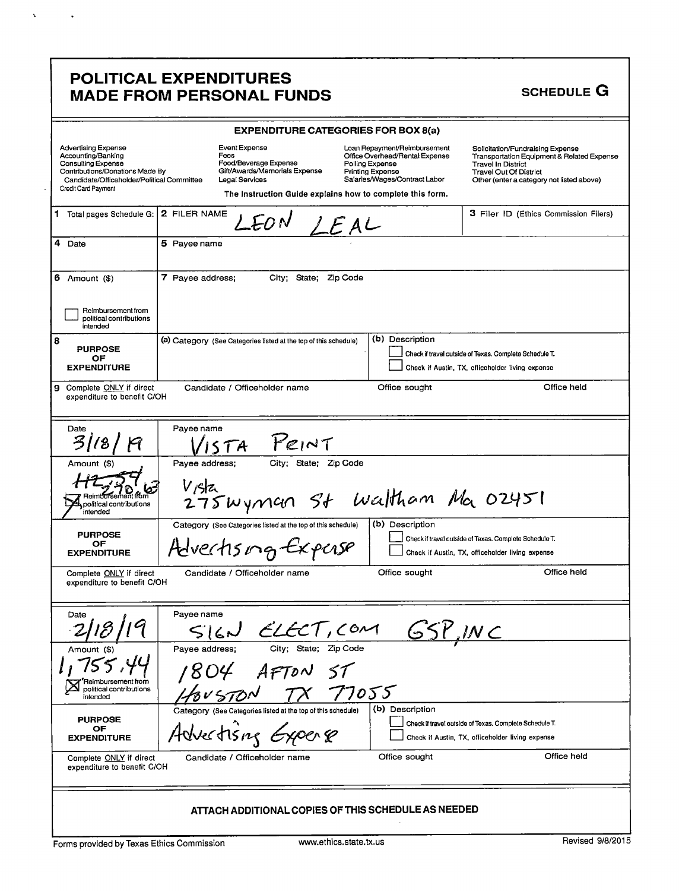# POLITICAL EXPENDITURES MADE FROM PERSONAL FUNDS

**SCHEDULE G**

### EXPENDITURE CATEGORIES FOR BOX 8(a)

| | | | |
|---|---|---|---|
| Advertising Expense | Event Expense | Loan Repayment/Reimbursement | Solicitation/Fundraising Expense |
| Accounting/Banking | Fees | Office Overhead/Rental Expense | Transportation Equipment & Related Expense |
| Consulting Expense | Food/Beverage Expense | Polling Expense | Travel In District |
| Contributions/Donations Made By Candidate/Officeholder/Political Committee | Gift/Awards/Memorials Expense | Printing Expense | Travel Out Of District |
| Credit Card Payment | Legal Services | Salaries/Wages/Contract Labor | Other (enter a category not listed above) |

The Instruction Guide explains how to complete this form.

1 Total pages Schedule G:

2 FILER NAME: LEON LEAL

3 Filer ID (Ethics Commission Filers)

4 Date

5 Payee name

6 Amount ($)

☐ Reimbursement from political contributions intended

7 Payee address; City; State; Zip Code

8 PURPOSE OF EXPENDITURE — (a) Category (See Categories listed at the top of this schedule) — (b) Description

☐ Check if travel outside of Texas. Complete Schedule T.
☐ Check if Austin, TX, officeholder living expense

9 Complete ONLY if direct expenditure to benefit C/OH — Candidate / Officeholder name — Office sought — Office held

---

**Date:** 3/18/19

**Payee name:** VISTA PRINT

**Amount ($):** ~~112.59~~ 230.63

☒ Reimbursement from political contributions intended

**Payee address; City; State; Zip Code:** Vista 275 Wyman St Waltham Ma 02451

**PURPOSE OF EXPENDITURE — Category:** Advertising Expense

**(b) Description:**

☐ Check if travel outside of Texas. Complete Schedule T.
☐ Check if Austin, TX, officeholder living expense

Complete ONLY if direct expenditure to benefit C/OH — Candidate / Officeholder name — Office sought — Office held

---

**Date:** 2/18/19

**Payee name:** SIGN ELECT, COM GSP, INC

**Amount ($):** 1,755.44

☒ Reimbursement from political contributions intended

**Payee address; City; State; Zip Code:** 1804 AFTON ST HOUSTON TX 77055

**PURPOSE OF EXPENDITURE — Category:** Advertising Expense

**(b) Description:**

☐ Check if travel outside of Texas. Complete Schedule T.
☐ Check if Austin, TX, officeholder living expense

Complete ONLY if direct expenditure to benefit C/OH — Candidate / Officeholder name — Office sought — Office held

---

**ATTACH ADDITIONAL COPIES OF THIS SCHEDULE AS NEEDED**

Forms provided by Texas Ethics Commission — www.ethics.state.tx.us — Revised 9/8/2015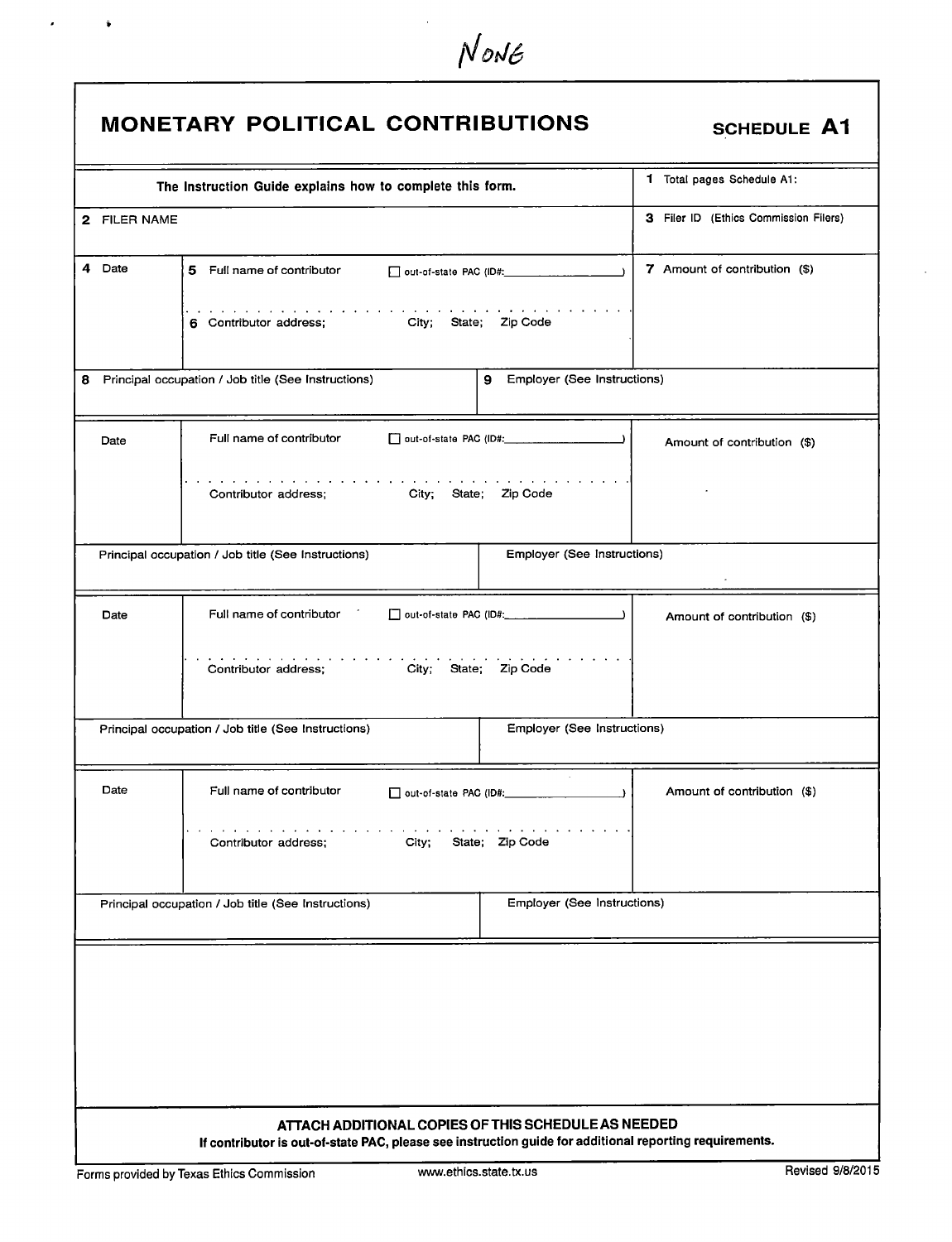NONE

# MONETARY POLITICAL CONTRIBUTIONS

**SCHEDULE A1**

| The Instruction Guide explains how to complete this form. | | 1 Total pages Schedule A1: |
|---|---|---|
| 2 FILER NAME | | 3 Filer ID (Ethics Commission Filers) |
| 4 Date | 5 Full name of contributor ☐ out-of-state PAC (ID#: ) <br> 6 Contributor address; City; State; Zip Code | 7 Amount of contribution ($) |
| 8 Principal occupation / Job title (See Instructions) | 9 Employer (See Instructions) | |
| Date | Full name of contributor ☐ out-of-state PAC (ID#: ) <br> Contributor address; City; State; Zip Code | Amount of contribution ($) |
| Principal occupation / Job title (See Instructions) | Employer (See Instructions) | |
| Date | Full name of contributor ☐ out-of-state PAC (ID#: ) <br> Contributor address; City; State; Zip Code | Amount of contribution ($) |
| Principal occupation / Job title (See Instructions) | Employer (See Instructions) | |
| Date | Full name of contributor ☐ out-of-state PAC (ID#: ) <br> Contributor address; City; State; Zip Code | Amount of contribution ($) |
| Principal occupation / Job title (See Instructions) | Employer (See Instructions) | |

**ATTACH ADDITIONAL COPIES OF THIS SCHEDULE AS NEEDED**

**If contributor is out-of-state PAC, please see instruction guide for additional reporting requirements.**

Forms provided by Texas Ethics Commission www.ethics.state.tx.us Revised 9/8/2015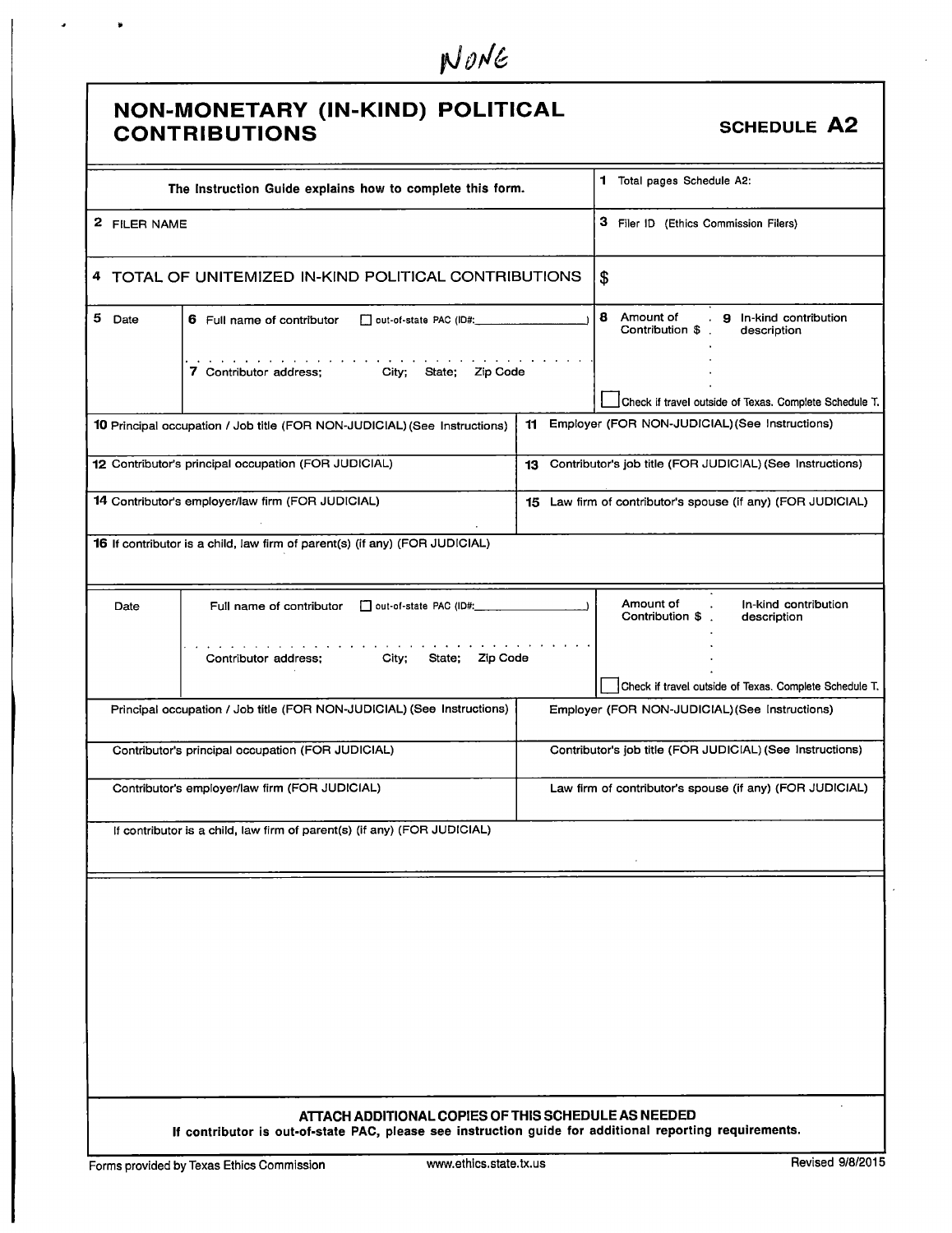NONE

# NON-MONETARY (IN-KIND) POLITICAL CONTRIBUTIONS

**SCHEDULE A2**

| The Instruction Guide explains how to complete this form. | 1 Total pages Schedule A2: |
|---|---|
| 2 FILER NAME | 3 Filer ID (Ethics Commission Filers) |
| 4 TOTAL OF UNITEMIZED IN-KIND POLITICAL CONTRIBUTIONS | $ |

| 5 Date | 6 Full name of contributor ☐ out-of-state PAC (ID#: ) / 7 Contributor address; City; State; Zip Code | 8 Amount of Contribution $ | 9 In-kind contribution description ☐ Check if travel outside of Texas. Complete Schedule T. |
|---|---|---|---|

| 10 Principal occupation / Job title (FOR NON-JUDICIAL) (See Instructions) | 11 Employer (FOR NON-JUDICIAL) (See Instructions) |
|---|---|
| 12 Contributor's principal occupation (FOR JUDICIAL) | 13 Contributor's job title (FOR JUDICIAL) (See Instructions) |
| 14 Contributor's employer/law firm (FOR JUDICIAL) | 15 Law firm of contributor's spouse (if any) (FOR JUDICIAL) |
| 16 If contributor is a child, law firm of parent(s) (if any) (FOR JUDICIAL) | |

| Date | Full name of contributor ☐ out-of-state PAC (ID#: ) / Contributor address; City; State; Zip Code | Amount of Contribution $ | In-kind contribution description ☐ Check if travel outside of Texas. Complete Schedule T. |
|---|---|---|---|

| Principal occupation / Job title (FOR NON-JUDICIAL) (See Instructions) | Employer (FOR NON-JUDICIAL) (See Instructions) |
|---|---|
| Contributor's principal occupation (FOR JUDICIAL) | Contributor's job title (FOR JUDICIAL) (See Instructions) |
| Contributor's employer/law firm (FOR JUDICIAL) | Law firm of contributor's spouse (if any) (FOR JUDICIAL) |
| If contributor is a child, law firm of parent(s) (if any) (FOR JUDICIAL) | |

**ATTACH ADDITIONAL COPIES OF THIS SCHEDULE AS NEEDED**

**If contributor is out-of-state PAC, please see instruction guide for additional reporting requirements.**

Forms provided by Texas Ethics Commission www.ethics.state.tx.us Revised 9/8/2015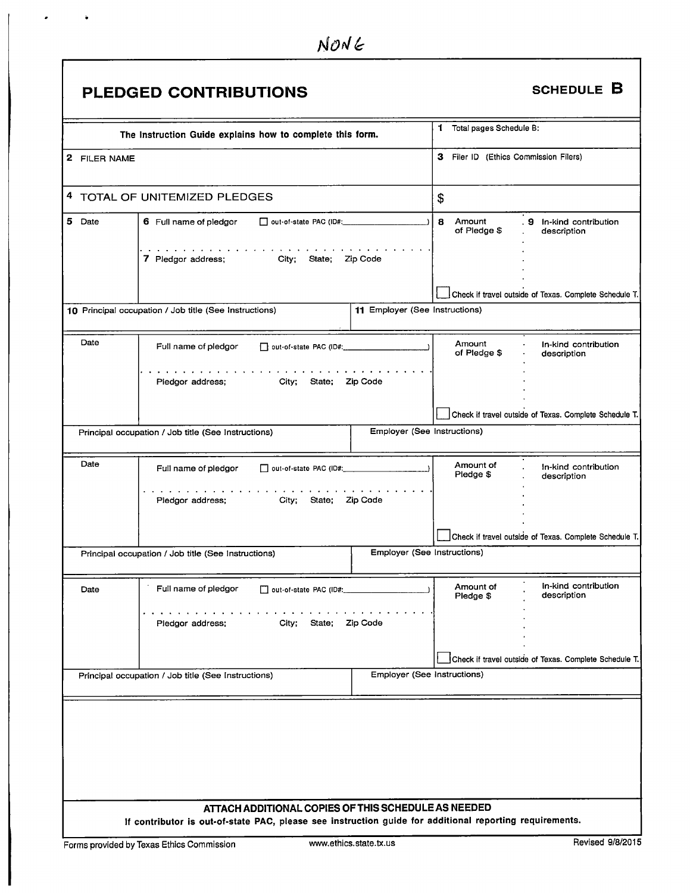NONE

# PLEDGED CONTRIBUTIONS

**SCHEDULE B**

| The Instruction Guide explains how to complete this form. | 1 Total pages Schedule B: |
|---|---|
| 2 FILER NAME | 3 Filer ID (Ethics Commission Filers) |
| 4 TOTAL OF UNITEMIZED PLEDGES | $ |

| 5 Date | 6 Full name of pledgor ☐ out-of-state PAC (ID#: ) <br> 7 Pledgor address; City; State; Zip Code | 8 Amount of Pledge $ | 9 In-kind contribution description <br> ☐ Check if travel outside of Texas. Complete Schedule T. |
|---|---|---|---|
| 10 Principal occupation / Job title (See Instructions) | | 11 Employer (See Instructions) | |
| Date | Full name of pledgor ☐ out-of-state PAC (ID#: ) <br> Pledgor address; City; State; Zip Code | Amount of Pledge $ | In-kind contribution description <br> ☐ Check if travel outside of Texas. Complete Schedule T. |
| Principal occupation / Job title (See Instructions) | | Employer (See Instructions) | |
| Date | Full name of pledgor ☐ out-of-state PAC (ID#: ) <br> Pledgor address; City; State; Zip Code | Amount of Pledge $ | In-kind contribution description <br> ☐ Check if travel outside of Texas. Complete Schedule T. |
| Principal occupation / Job title (See Instructions) | | Employer (See Instructions) | |
| Date | Full name of pledgor ☐ out-of-state PAC (ID#: ) <br> Pledgor address; City; State; Zip Code | Amount of Pledge $ | In-kind contribution description <br> ☐ Check if travel outside of Texas. Complete Schedule T. |
| Principal occupation / Job title (See Instructions) | | Employer (See Instructions) | |

**ATTACH ADDITIONAL COPIES OF THIS SCHEDULE AS NEEDED**

**If contributor is out-of-state PAC, please see instruction guide for additional reporting requirements.**

Forms provided by Texas Ethics Commission www.ethics.state.tx.us Revised 9/8/2015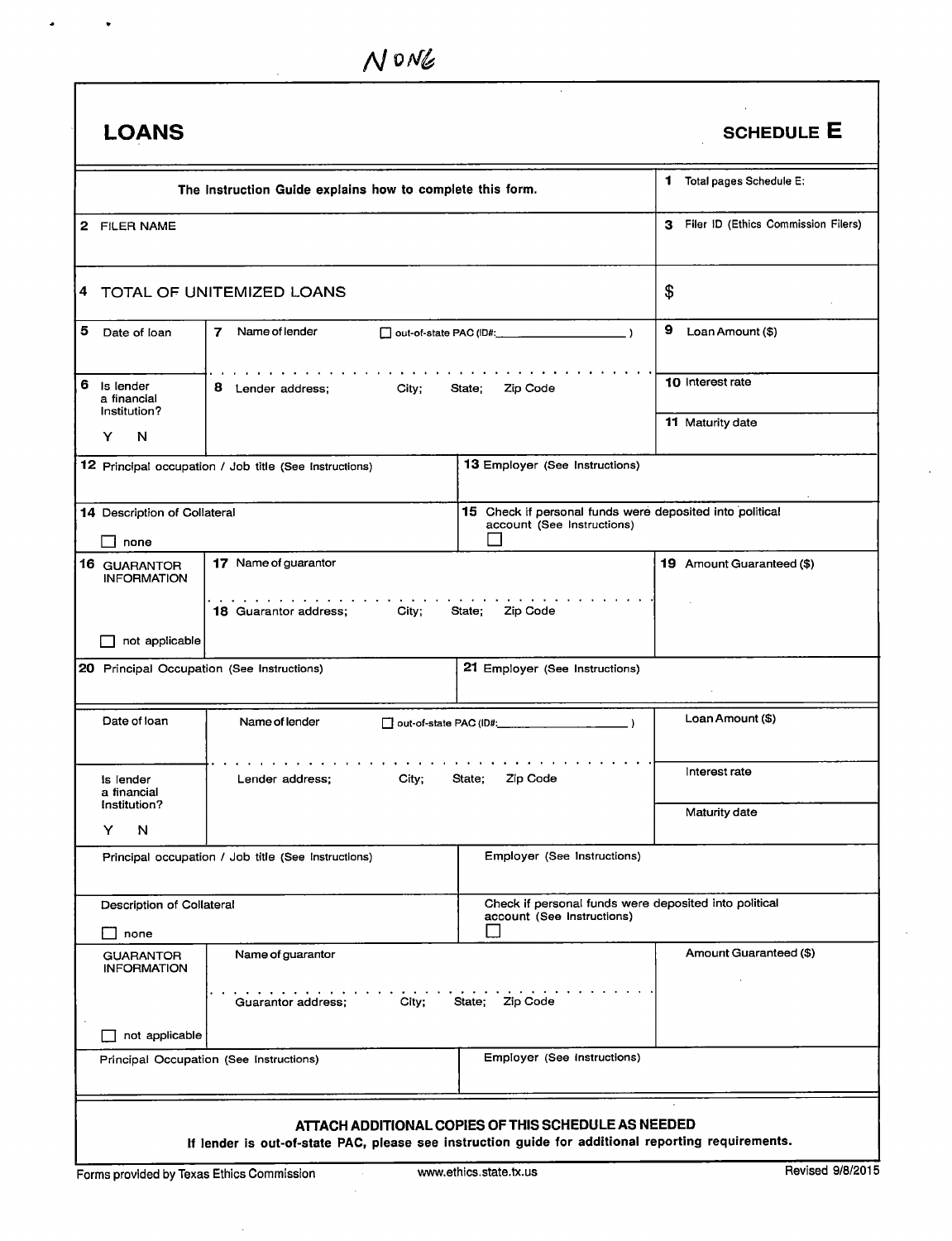NONE

# LOANS

**SCHEDULE E**

| The Instruction Guide explains how to complete this form. | | | 1 Total pages Schedule E: |
|---|---|---|---|
| 2 FILER NAME | | | 3 Filer ID (Ethics Commission Filers) |
| 4 TOTAL OF UNITEMIZED LOANS | | | $ |
| 5 Date of loan | 7 Name of lender ☐ out-of-state PAC (ID#:\_\_\_\_\_\_\_\_\_\_\_\_\_\_\_\_) | | 9 Loan Amount ($) |
| 6 Is lender a financial Institution? Y N | 8 Lender address; City; State; Zip Code | | 10 Interest rate |
| | | | 11 Maturity date |
| 12 Principal occupation / Job title (See Instructions) | | 13 Employer (See Instructions) | |
| 14 Description of Collateral ☐ none | | 15 Check if personal funds were deposited into political account (See Instructions) ☐ | |
| 16 GUARANTOR INFORMATION ☐ not applicable | 17 Name of guarantor | | 19 Amount Guaranteed ($) |
| | 18 Guarantor address; City; State; Zip Code | | |
| 20 Principal Occupation (See Instructions) | | 21 Employer (See Instructions) | |

| Date of loan | Name of lender ☐ out-of-state PAC (ID#:\_\_\_\_\_\_\_\_\_\_\_\_\_\_\_\_) | | Loan Amount ($) |
|---|---|---|---|
| Is lender a financial Institution? Y N | Lender address; City; State; Zip Code | | Interest rate |
| | | | Maturity date |
| Principal occupation / Job title (See Instructions) | | Employer (See Instructions) | |
| Description of Collateral ☐ none | | Check if personal funds were deposited into political account (See Instructions) ☐ | |
| GUARANTOR INFORMATION ☐ not applicable | Name of guarantor | | Amount Guaranteed ($) |
| | Guarantor address; City; State; Zip Code | | |
| Principal Occupation (See Instructions) | | Employer (See Instructions) | |

**ATTACH ADDITIONAL COPIES OF THIS SCHEDULE AS NEEDED**

**If lender is out-of-state PAC, please see instruction guide for additional reporting requirements.**

Forms provided by Texas Ethics Commission    www.ethics.state.tx.us    Revised 9/8/2015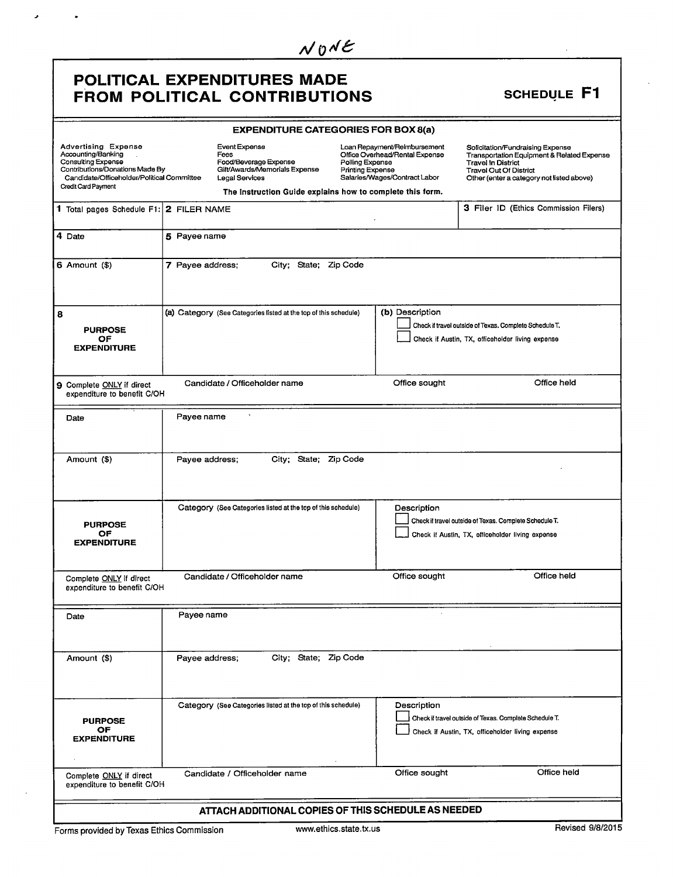NONE

# POLITICAL EXPENDITURES MADE FROM POLITICAL CONTRIBUTIONS

**SCHEDULE F1**

**EXPENDITURE CATEGORIES FOR BOX 8(a)**

| | | | |
|---|---|---|---|
| Advertising Expense | Event Expense | Loan Repayment/Reimbursement | Solicitation/Fundraising Expense |
| Accounting/Banking | Fees | Office Overhead/Rental Expense | Transportation Equipment & Related Expense |
| Consulting Expense | Food/Beverage Expense | Polling Expense | Travel In District |
| Contributions/Donations Made By Candidate/Officeholder/Political Committee | Gift/Awards/Memorials Expense | Printing Expense | Travel Out Of District |
| Credit Card Payment | Legal Services | Salaries/Wages/Contract Labor | Other (enter a category not listed above) |

**The Instruction Guide explains how to complete this form.**

| | | |
|---|---|---|
| 1 Total pages Schedule F1: | 2 FILER NAME | 3 Filer ID (Ethics Commission Filers) |
| 4 Date | 5 Payee name | |
| 6 Amount ($) | 7 Payee address; City; State; Zip Code | |
| 8 **PURPOSE OF EXPENDITURE** | (a) Category (See Categories listed at the top of this schedule) | (b) Description<br>☐ Check if travel outside of Texas. Complete Schedule T.<br>☐ Check if Austin, TX, officeholder living expense |
| 9 Complete ONLY if direct expenditure to benefit C/OH | Candidate / Officeholder name | Office sought / Office held |

| | | |
|---|---|---|
| Date | Payee name | |
| Amount ($) | Payee address; City; State; Zip Code | |
| **PURPOSE OF EXPENDITURE** | Category (See Categories listed at the top of this schedule) | Description<br>☐ Check if travel outside of Texas. Complete Schedule T.<br>☐ Check if Austin, TX, officeholder living expense |
| Complete ONLY if direct expenditure to benefit C/OH | Candidate / Officeholder name | Office sought / Office held |

| | | |
|---|---|---|
| Date | Payee name | |
| Amount ($) | Payee address; City; State; Zip Code | |
| **PURPOSE OF EXPENDITURE** | Category (See Categories listed at the top of this schedule) | Description<br>☐ Check if travel outside of Texas. Complete Schedule T.<br>☐ Check if Austin, TX, officeholder living expense |
| Complete ONLY if direct expenditure to benefit C/OH | Candidate / Officeholder name | Office sought / Office held |

**ATTACH ADDITIONAL COPIES OF THIS SCHEDULE AS NEEDED**

Forms provided by Texas Ethics Commission www.ethics.state.tx.us Revised 9/8/2015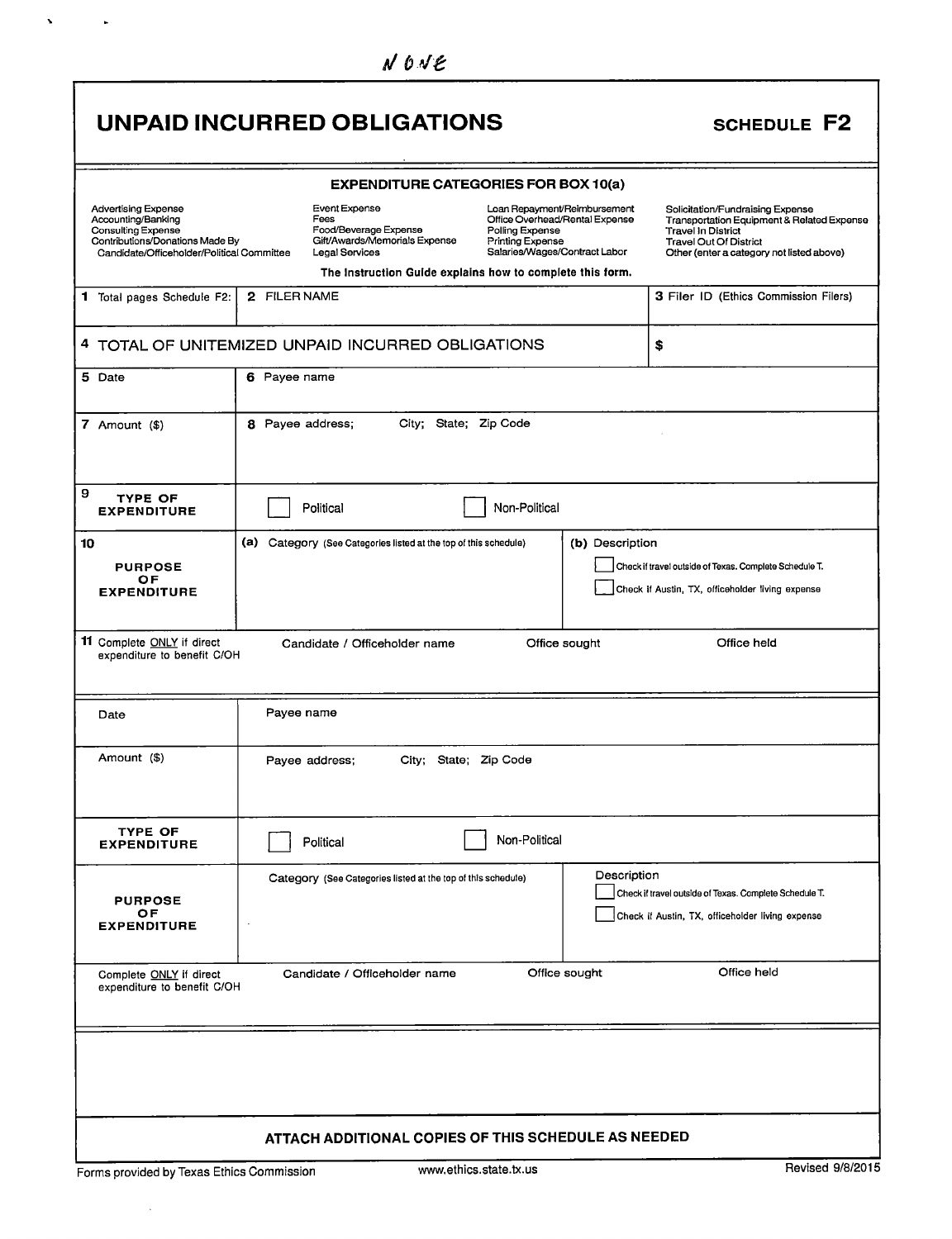NONE

# UNPAID INCURRED OBLIGATIONS

**SCHEDULE F2**

**EXPENDITURE CATEGORIES FOR BOX 10(a)**

| | | | |
|---|---|---|---|
| Advertising Expense | Event Expense | Loan Repayment/Reimbursement | Solicitation/Fundraising Expense |
| Accounting/Banking | Fees | Office Overhead/Rental Expense | Transportation Equipment & Related Expense |
| Consulting Expense | Food/Beverage Expense | Polling Expense | Travel In District |
| Contributions/Donations Made By Candidate/Officeholder/Political Committee | Gift/Awards/Memorials Expense | Printing Expense | Travel Out Of District |
| | Legal Services | Salaries/Wages/Contract Labor | Other (enter a category not listed above) |

**The Instruction Guide explains how to complete this form.**

| | | | |
|---|---|---|---|
| 1 Total pages Schedule F2: | 2 FILER NAME | | 3 Filer ID (Ethics Commission Filers) |
| 4 TOTAL OF UNITEMIZED UNPAID INCURRED OBLIGATIONS | | | $ |
| 5 Date | 6 Payee name | | |
| 7 Amount ($) | 8 Payee address; City; State; Zip Code | | |
| 9 **TYPE OF EXPENDITURE** | ☐ Political | ☐ Non-Political | |
| 10 **PURPOSE OF EXPENDITURE** | (a) Category (See Categories listed at the top of this schedule) | (b) Description ☐ Check if travel outside of Texas. Complete Schedule T. ☐ Check if Austin, TX, officeholder living expense | |
| 11 Complete ONLY if direct expenditure to benefit C/OH | Candidate / Officeholder name | Office sought | Office held |

| | | | |
|---|---|---|---|
| Date | Payee name | | |
| Amount ($) | Payee address; City; State; Zip Code | | |
| **TYPE OF EXPENDITURE** | ☐ Political | ☐ Non-Political | |
| **PURPOSE OF EXPENDITURE** | Category (See Categories listed at the top of this schedule) | Description ☐ Check if travel outside of Texas. Complete Schedule T. ☐ Check if Austin, TX, officeholder living expense | |
| Complete ONLY if direct expenditure to benefit C/OH | Candidate / Officeholder name | Office sought | Office held |

**ATTACH ADDITIONAL COPIES OF THIS SCHEDULE AS NEEDED**

Forms provided by Texas Ethics Commission    www.ethics.state.tx.us    Revised 9/8/2015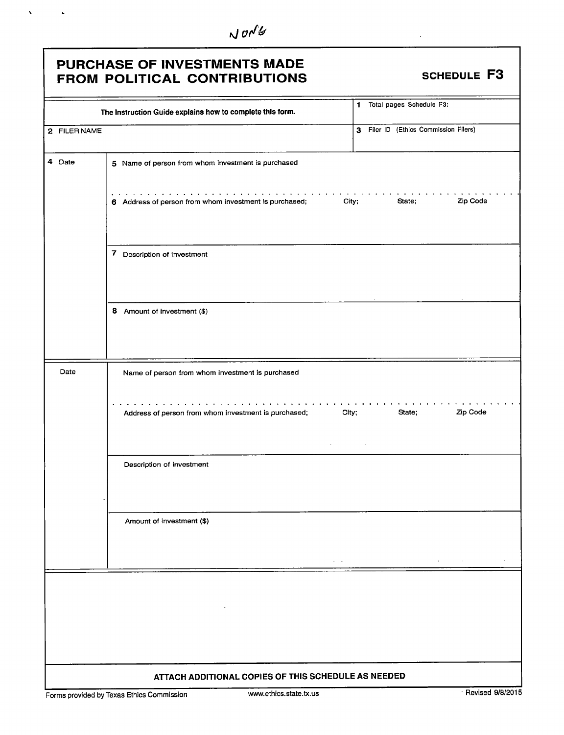NONE

# PURCHASE OF INVESTMENTS MADE FROM POLITICAL CONTRIBUTIONS

**SCHEDULE F3**

| The Instruction Guide explains how to complete this form. | 1 Total pages Schedule F3: |
|---|---|
| 2 FILER NAME | 3 Filer ID (Ethics Commission Filers) |

| 4 Date | 5 Name of person from whom investment is purchased |
|---|---|
| | 6 Address of person from whom investment is purchased; City; State; Zip Code |
| | 7 Description of investment |
| | 8 Amount of investment ($) |

| Date | Name of person from whom investment is purchased |
|---|---|
| | Address of person from whom investment is purchased; City; State; Zip Code |
| | Description of investment |
| | Amount of investment ($) |

**ATTACH ADDITIONAL COPIES OF THIS SCHEDULE AS NEEDED**

Forms provided by Texas Ethics Commission www.ethics.state.tx.us Revised 9/8/2015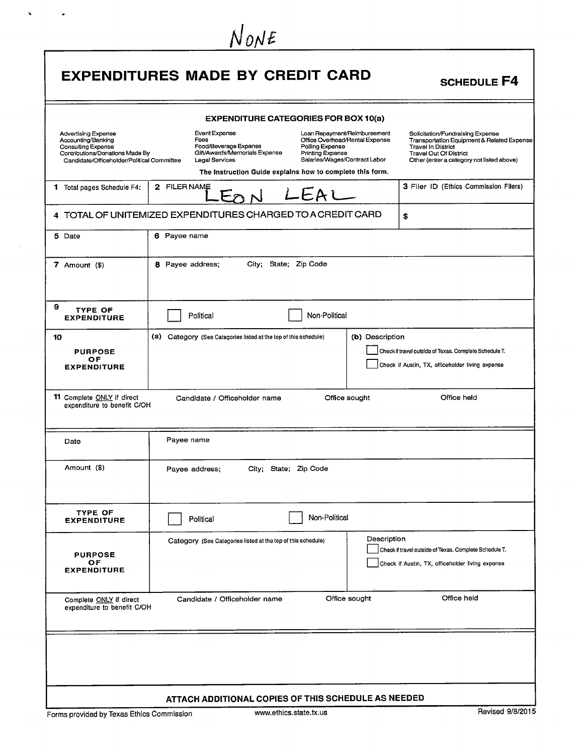NONE

# EXPENDITURES MADE BY CREDIT CARD

**SCHEDULE F4**

### EXPENDITURE CATEGORIES FOR BOX 10(a)

| | | | |
|---|---|---|---|
| Advertising Expense | Event Expense | Loan Repayment/Reimbursement | Solicitation/Fundraising Expense |
| Accounting/Banking | Fees | Office Overhead/Rental Expense | Transportation Equipment & Related Expense |
| Consulting Expense | Food/Beverage Expense | Polling Expense | Travel In District |
| Contributions/Donations Made By Candidate/Officeholder/Political Committee | Gift/Awards/Memorials Expense | Printing Expense | Travel Out Of District |
| | Legal Services | Salaries/Wages/Contract Labor | Other (enter a category not listed above) |

The Instruction Guide explains how to complete this form.

| | | |
|---|---|---|
| 1 Total pages Schedule F4: | 2 FILER NAME LEON LEAL | 3 Filer ID (Ethics Commission Filers) |
| 4 TOTAL OF UNITEMIZED EXPENDITURES CHARGED TO A CREDIT CARD | | $ |

| | | |
|---|---|---|
| 5 Date | 6 Payee name | |
| 7 Amount ($) | 8 Payee address; City; State; Zip Code | |
| 9 TYPE OF EXPENDITURE | ☐ Political ☐ Non-Political | |
| 10 PURPOSE OF EXPENDITURE | (a) Category (See Categories listed at the top of this schedule) | (b) Description ☐ Check if travel outside of Texas. Complete Schedule T. ☐ Check if Austin, TX, officeholder living expense |
| 11 Complete ONLY if direct expenditure to benefit C/OH | Candidate / Officeholder name Office sought | Office held |

| | | |
|---|---|---|
| Date | Payee name | |
| Amount ($) | Payee address; City; State; Zip Code | |
| TYPE OF EXPENDITURE | ☐ Political ☐ Non-Political | |
| PURPOSE OF EXPENDITURE | Category (See Categories listed at the top of this schedule) | Description ☐ Check if travel outside of Texas. Complete Schedule T. ☐ Check if Austin, TX, officeholder living expense |
| Complete ONLY if direct expenditure to benefit C/OH | Candidate / Officeholder name Office sought | Office held |

ATTACH ADDITIONAL COPIES OF THIS SCHEDULE AS NEEDED

Forms provided by Texas Ethics Commission www.ethics.state.tx.us Revised 9/8/2015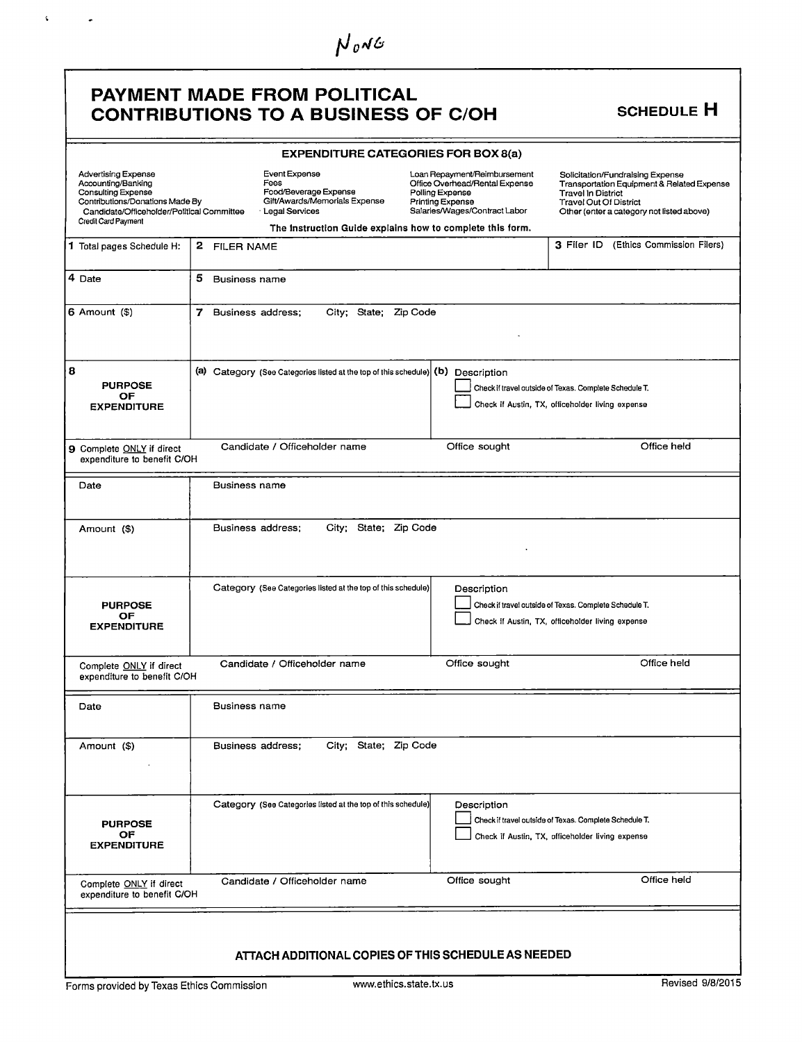NONE

# PAYMENT MADE FROM POLITICAL CONTRIBUTIONS TO A BUSINESS OF C/OH

**SCHEDULE H**

**EXPENDITURE CATEGORIES FOR BOX 8(a)**

| | | | |
|---|---|---|---|
| Advertising Expense<br>Accounting/Banking<br>Consulting Expense<br>Contributions/Donations Made By Candidate/Officeholder/Political Committee<br>Credit Card Payment | Event Expense<br>Fees<br>Food/Beverage Expense<br>Gift/Awards/Memorials Expense<br>Legal Services | Loan Repayment/Reimbursement<br>Office Overhead/Rental Expense<br>Polling Expense<br>Printing Expense<br>Salaries/Wages/Contract Labor | Solicitation/Fundraising Expense<br>Transportation Equipment & Related Expense<br>Travel In District<br>Travel Out Of District<br>Other (enter a category not listed above) |

**The Instruction Guide explains how to complete this form.**

| | | | |
|---|---|---|---|
| 1 Total pages Schedule H: | 2 FILER NAME | | 3 Filer ID (Ethics Commission Filers) |
| 4 Date | 5 Business name | | |
| 6 Amount ($) | 7 Business address; City; State; Zip Code | | |
| 8 **PURPOSE OF EXPENDITURE** | (a) Category (See Categories listed at the top of this schedule) | (b) Description<br>☐ Check if travel outside of Texas. Complete Schedule T.<br>☐ Check if Austin, TX, officeholder living expense | |
| 9 Complete ONLY if direct expenditure to benefit C/OH | Candidate / Officeholder name | Office sought | Office held |

| | | | |
|---|---|---|---|
| Date | Business name | | |
| Amount ($) | Business address; City; State; Zip Code | | |
| **PURPOSE OF EXPENDITURE** | Category (See Categories listed at the top of this schedule) | Description<br>☐ Check if travel outside of Texas. Complete Schedule T.<br>☐ Check if Austin, TX, officeholder living expense | |
| Complete ONLY if direct expenditure to benefit C/OH | Candidate / Officeholder name | Office sought | Office held |

| | | | |
|---|---|---|---|
| Date | Business name | | |
| Amount ($) | Business address; City; State; Zip Code | | |
| **PURPOSE OF EXPENDITURE** | Category (See Categories listed at the top of this schedule) | Description<br>☐ Check if travel outside of Texas. Complete Schedule T.<br>☐ Check if Austin, TX, officeholder living expense | |
| Complete ONLY if direct expenditure to benefit C/OH | Candidate / Officeholder name | Office sought | Office held |

**ATTACH ADDITIONAL COPIES OF THIS SCHEDULE AS NEEDED**

Forms provided by Texas Ethics Commission www.ethics.state.tx.us Revised 9/8/2015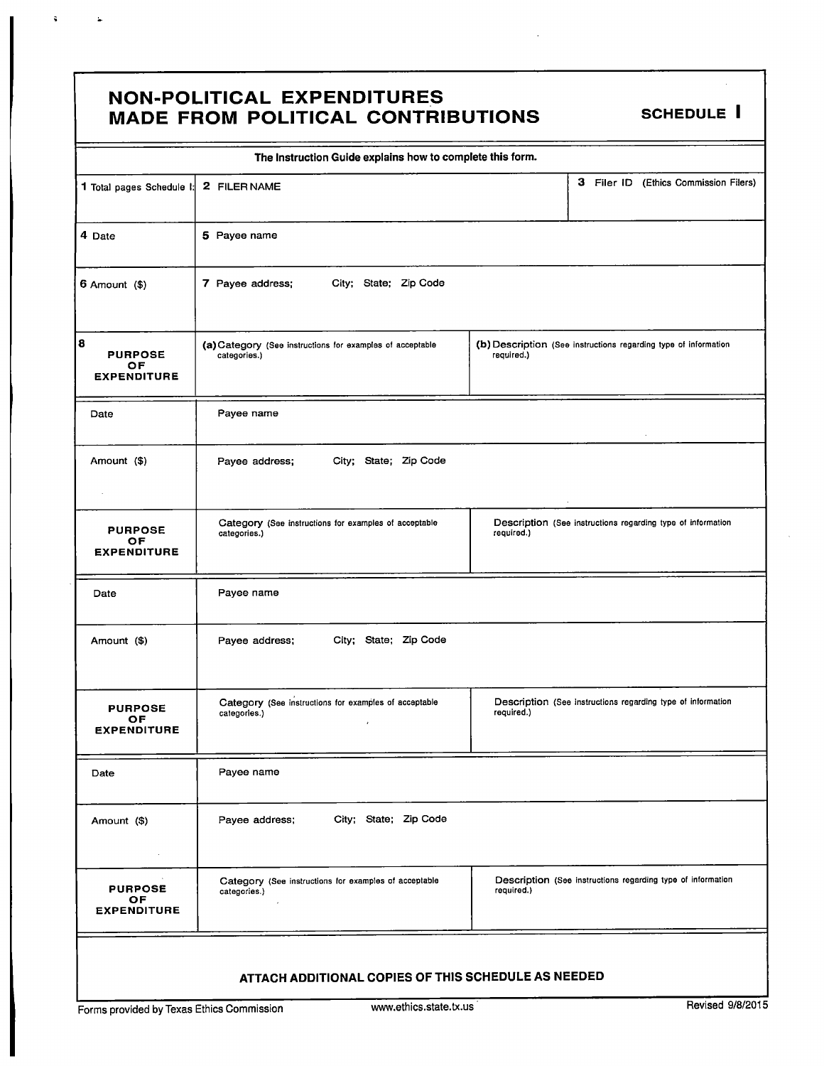# NON-POLITICAL EXPENDITURES MADE FROM POLITICAL CONTRIBUTIONS

**SCHEDULE I**

The Instruction Guide explains how to complete this form.

| 1 Total pages Schedule I: | 2 FILER NAME | 3 Filer ID (Ethics Commission Filers) |
|---|---|---|
| 4 Date | 5 Payee name | |
| 6 Amount ($) | 7 Payee address; City; State; Zip Code | |
| 8 **PURPOSE OF EXPENDITURE** | (a) Category (See instructions for examples of acceptable categories.) | (b) Description (See instructions regarding type of information required.) |
| Date | Payee name | |
| Amount ($) | Payee address; City; State; Zip Code | |
| **PURPOSE OF EXPENDITURE** | Category (See instructions for examples of acceptable categories.) | Description (See instructions regarding type of information required.) |
| Date | Payee name | |
| Amount ($) | Payee address; City; State; Zip Code | |
| **PURPOSE OF EXPENDITURE** | Category (See instructions for examples of acceptable categories.) | Description (See instructions regarding type of information required.) |
| Date | Payee name | |
| Amount ($) | Payee address; City; State; Zip Code | |
| **PURPOSE OF EXPENDITURE** | Category (See instructions for examples of acceptable categories.) | Description (See instructions regarding type of information required.) |

**ATTACH ADDITIONAL COPIES OF THIS SCHEDULE AS NEEDED**

Forms provided by Texas Ethics Commission www.ethics.state.tx.us Revised 9/8/2015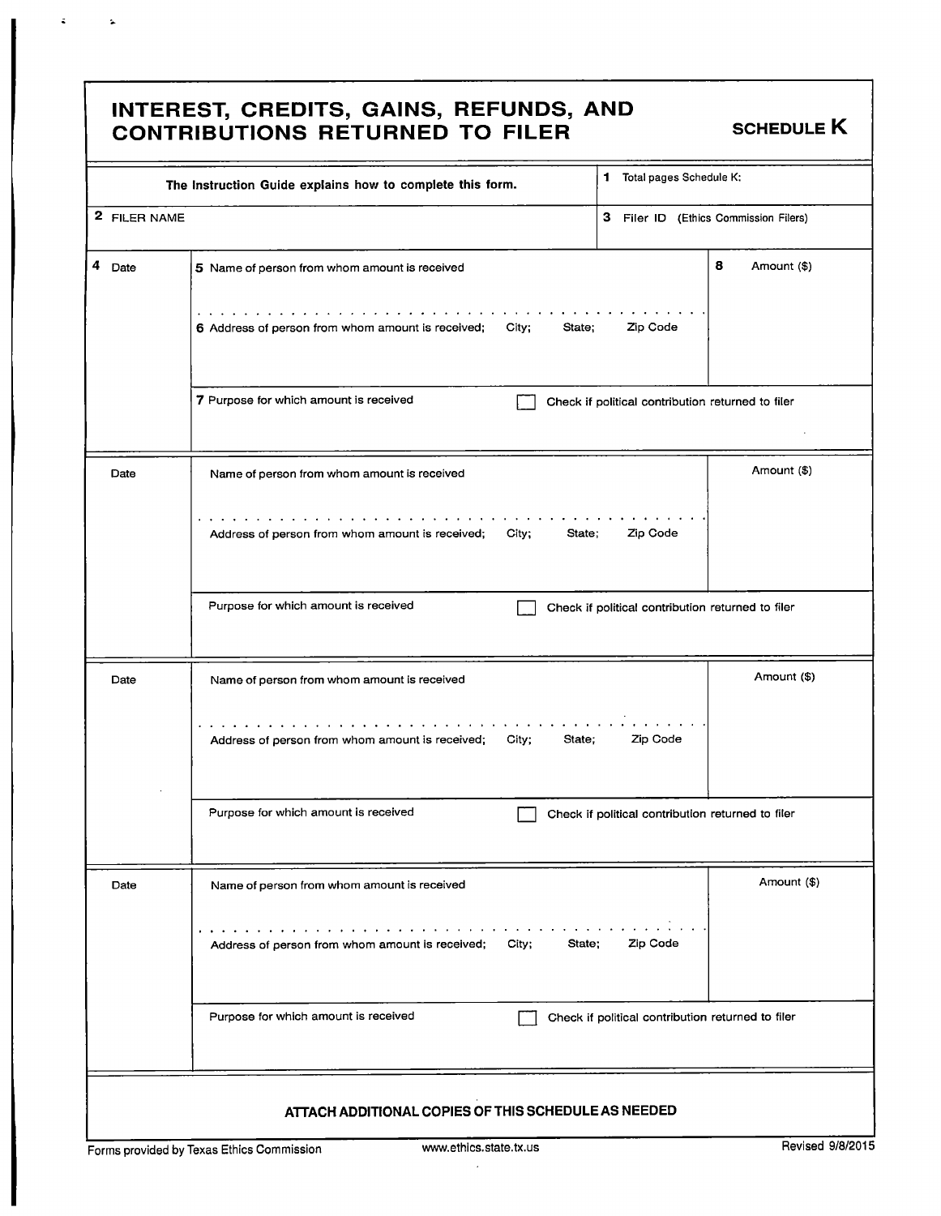# INTEREST, CREDITS, GAINS, REFUNDS, AND CONTRIBUTIONS RETURNED TO FILER

**SCHEDULE K**

| The Instruction Guide explains how to complete this form. | 1 Total pages Schedule K: |
|---|---|
| 2 FILER NAME | 3 Filer ID (Ethics Commission Filers) |

| 4 Date | 5 Name of person from whom amount is received / 6 Address of person from whom amount is received; City; State; Zip Code | 8 Amount ($) |
|---|---|---|
| | 7 Purpose for which amount is received ☐ Check if political contribution returned to filer | |

| Date | Name of person from whom amount is received / Address of person from whom amount is received; City; State; Zip Code | Amount ($) |
|---|---|---|
| | Purpose for which amount is received ☐ Check if political contribution returned to filer | |

| Date | Name of person from whom amount is received / Address of person from whom amount is received; City; State; Zip Code | Amount ($) |
|---|---|---|
| | Purpose for which amount is received ☐ Check if political contribution returned to filer | |

| Date | Name of person from whom amount is received / Address of person from whom amount is received; City; State; Zip Code | Amount ($) |
|---|---|---|
| | Purpose for which amount is received ☐ Check if political contribution returned to filer | |

**ATTACH ADDITIONAL COPIES OF THIS SCHEDULE AS NEEDED**

Forms provided by Texas Ethics Commission www.ethics.state.tx.us Revised 9/8/2015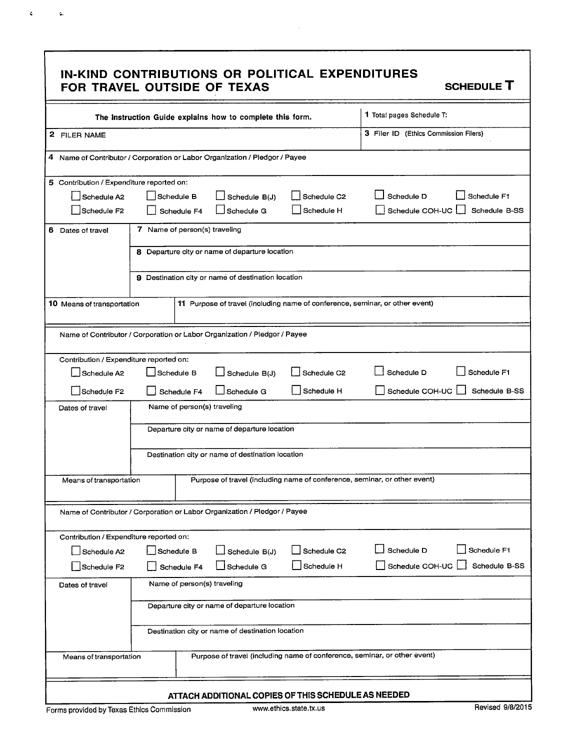# IN-KIND CONTRIBUTIONS OR POLITICAL EXPENDITURES FOR TRAVEL OUTSIDE OF TEXAS

**SCHEDULE T**

| The Instruction Guide explains how to complete this form. | 1 Total pages Schedule T: |
|---|---|
| 2 FILER NAME | 3 Filer ID (Ethics Commission Filers) |

4 Name of Contributor / Corporation or Labor Organization / Pledgor / Payee

5 Contribution / Expenditure reported on:

- ☐ Schedule A2
- ☐ Schedule B
- ☐ Schedule B(J)
- ☐ Schedule C2
- ☐ Schedule D
- ☐ Schedule F1
- ☐ Schedule F2
- ☐ Schedule F4
- ☐ Schedule G
- ☐ Schedule H
- ☐ Schedule COH-UC
- ☐ Schedule B-SS

| 6 Dates of travel | 7 Name of person(s) traveling |
|---|---|
| | 8 Departure city or name of departure location |
| | 9 Destination city or name of destination location |

| 10 Means of transportation | 11 Purpose of travel (including name of conference, seminar, or other event) |
|---|---|

Name of Contributor / Corporation or Labor Organization / Pledgor / Payee

Contribution / Expenditure reported on:

- ☐ Schedule A2
- ☐ Schedule B
- ☐ Schedule B(J)
- ☐ Schedule C2
- ☐ Schedule D
- ☐ Schedule F1
- ☐ Schedule F2
- ☐ Schedule F4
- ☐ Schedule G
- ☐ Schedule H
- ☐ Schedule COH-UC
- ☐ Schedule B-SS

| Dates of travel | Name of person(s) traveling |
|---|---|
| | Departure city or name of departure location |
| | Destination city or name of destination location |

| Means of transportation | Purpose of travel (including name of conference, seminar, or other event) |
|---|---|

Name of Contributor / Corporation or Labor Organization / Pledgor / Payee

Contribution / Expenditure reported on:

- ☐ Schedule A2
- ☐ Schedule B
- ☐ Schedule B(J)
- ☐ Schedule C2
- ☐ Schedule D
- ☐ Schedule F1
- ☐ Schedule F2
- ☐ Schedule F4
- ☐ Schedule G
- ☐ Schedule H
- ☐ Schedule COH-UC
- ☐ Schedule B-SS

| Dates of travel | Name of person(s) traveling |
|---|---|
| | Departure city or name of departure location |
| | Destination city or name of destination location |

| Means of transportation | Purpose of travel (including name of conference, seminar, or other event) |
|---|---|

**ATTACH ADDITIONAL COPIES OF THIS SCHEDULE AS NEEDED**

Forms provided by Texas Ethics Commission    www.ethics.state.tx.us    Revised 9/8/2015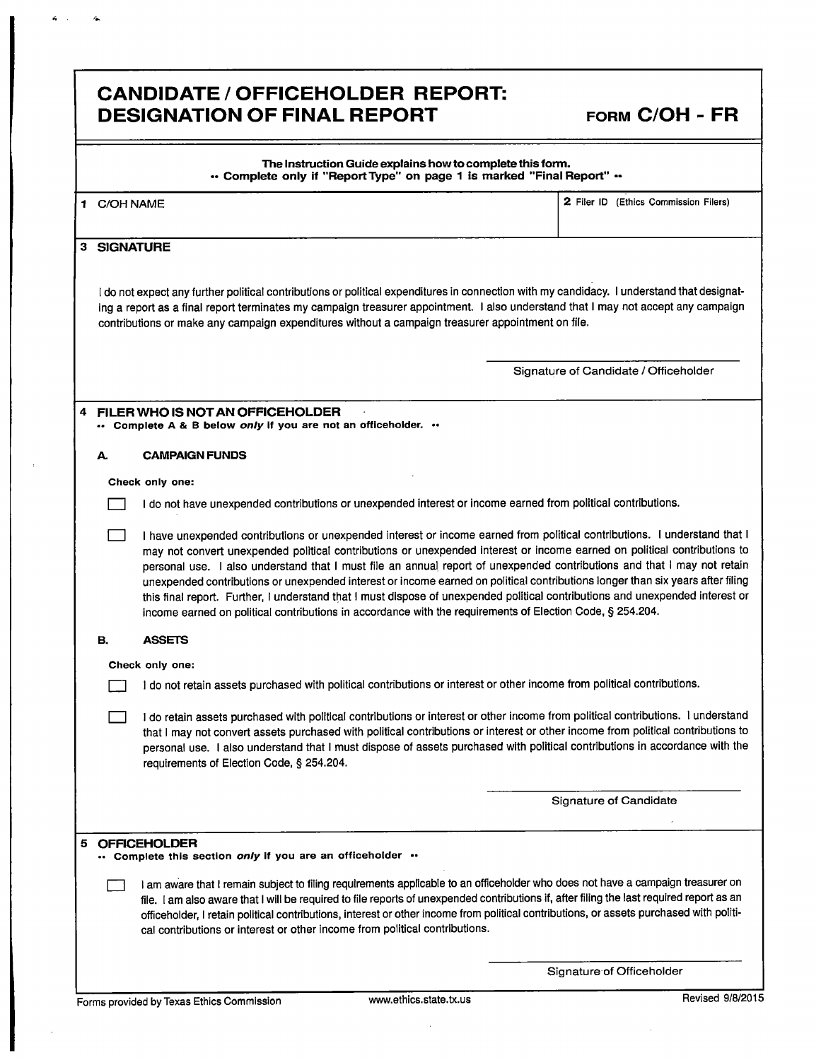# CANDIDATE / OFFICEHOLDER REPORT: DESIGNATION OF FINAL REPORT

**FORM C/OH - FR**

**The Instruction Guide explains how to complete this form.**
**•• Complete only if "Report Type" on page 1 is marked "Final Report" ••**

| 1 C/OH NAME | 2 Filer ID (Ethics Commission Filers) |
| --- | --- |
| | |

## 3 SIGNATURE

I do not expect any further political contributions or political expenditures in connection with my candidacy. I understand that designating a report as a final report terminates my campaign treasurer appointment. I also understand that I may not accept any campaign contributions or make any campaign expenditures without a campaign treasurer appointment on file.

Signature of Candidate / Officeholder

## 4 FILER WHO IS NOT AN OFFICEHOLDER

**•• Complete A & B below *only* if you are not an officeholder. ••**

### A. CAMPAIGN FUNDS

**Check only one:**

- [ ] I do not have unexpended contributions or unexpended interest or income earned from political contributions.
- [ ] I have unexpended contributions or unexpended interest or income earned from political contributions. I understand that I may not convert unexpended political contributions or unexpended interest or income earned on political contributions to personal use. I also understand that I must file an annual report of unexpended contributions and that I may not retain unexpended contributions or unexpended interest or income earned on political contributions longer than six years after filing this final report. Further, I understand that I must dispose of unexpended political contributions and unexpended interest or income earned on political contributions in accordance with the requirements of Election Code, § 254.204.

### B. ASSETS

**Check only one:**

- [ ] I do not retain assets purchased with political contributions or interest or other income from political contributions.
- [ ] I do retain assets purchased with political contributions or interest or other income from political contributions. I understand that I may not convert assets purchased with political contributions or interest or other income from political contributions to personal use. I also understand that I must dispose of assets purchased with political contributions in accordance with the requirements of Election Code, § 254.204.

Signature of Candidate

## 5 OFFICEHOLDER

**•• Complete this section *only* if you are an officeholder ••**

- [ ] I am aware that I remain subject to filing requirements applicable to an officeholder who does not have a campaign treasurer on file. I am also aware that I will be required to file reports of unexpended contributions if, after filing the last required report as an officeholder, I retain political contributions, interest or other income from political contributions, or assets purchased with political contributions or interest or other income from political contributions.

Signature of Officeholder

Forms provided by Texas Ethics Commission www.ethics.state.tx.us Revised 9/8/2015